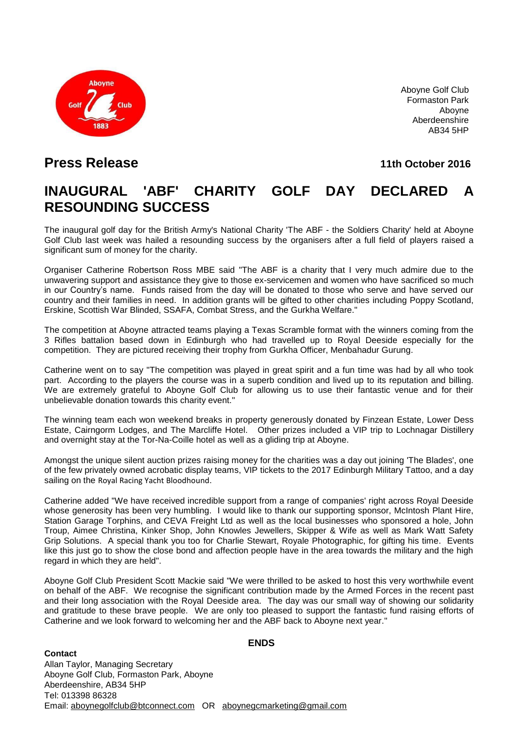Aboyne Golf Club
Formaston Park
Aboyne
Aberdeenshire
AB34 5HP

## Press Release

**11th October 2016**

# INAUGURAL 'ABF' CHARITY GOLF DAY DECLARED A RESOUNDING SUCCESS

The inaugural golf day for the British Army's National Charity 'The ABF - the Soldiers Charity' held at Aboyne Golf Club last week was hailed a resounding success by the organisers after a full field of players raised a significant sum of money for the charity.

Organiser Catherine Robertson Ross MBE said "The ABF is a charity that I very much admire due to the unwavering support and assistance they give to those ex-servicemen and women who have sacrificed so much in our Country's name. Funds raised from the day will be donated to those who serve and have served our country and their families in need. In addition grants will be gifted to other charities including Poppy Scotland, Erskine, Scottish War Blinded, SSAFA, Combat Stress, and the Gurkha Welfare."

The competition at Aboyne attracted teams playing a Texas Scramble format with the winners coming from the 3 Rifles battalion based down in Edinburgh who had travelled up to Royal Deeside especially for the competition. They are pictured receiving their trophy from Gurkha Officer, Menbahadur Gurung.

Catherine went on to say "The competition was played in great spirit and a fun time was had by all who took part. According to the players the course was in a superb condition and lived up to its reputation and billing. We are extremely grateful to Aboyne Golf Club for allowing us to use their fantastic venue and for their unbelievable donation towards this charity event."

The winning team each won weekend breaks in property generously donated by Finzean Estate, Lower Dess Estate, Cairngorm Lodges, and The Marcliffe Hotel. Other prizes included a VIP trip to Lochnagar Distillery and overnight stay at the Tor-Na-Coille hotel as well as a gliding trip at Aboyne.

Amongst the unique silent auction prizes raising money for the charities was a day out joining 'The Blades', one of the few privately owned acrobatic display teams, VIP tickets to the 2017 Edinburgh Military Tattoo, and a day sailing on the Royal Racing Yacht Bloodhound.

Catherine added "We have received incredible support from a range of companies' right across Royal Deeside whose generosity has been very humbling. I would like to thank our supporting sponsor, McIntosh Plant Hire, Station Garage Torphins, and CEVA Freight Ltd as well as the local businesses who sponsored a hole, John Troup, Aimee Christina, Kinker Shop, John Knowles Jewellers, Skipper & Wife as well as Mark Watt Safety Grip Solutions. A special thank you too for Charlie Stewart, Royale Photographic, for gifting his time. Events like this just go to show the close bond and affection people have in the area towards the military and the high regard in which they are held".

Aboyne Golf Club President Scott Mackie said "We were thrilled to be asked to host this very worthwhile event on behalf of the ABF. We recognise the significant contribution made by the Armed Forces in the recent past and their long association with the Royal Deeside area. The day was our small way of showing our solidarity and gratitude to these brave people. We are only too pleased to support the fantastic fund raising efforts of Catherine and we look forward to welcoming her and the ABF back to Aboyne next year."

**ENDS**

**Contact**
Allan Taylor, Managing Secretary
Aboyne Golf Club, Formaston Park, Aboyne
Aberdeenshire, AB34 5HP
Tel: 013398 86328
Email: aboynegolfclub@btconnect.com OR aboynegcmarketing@gmail.com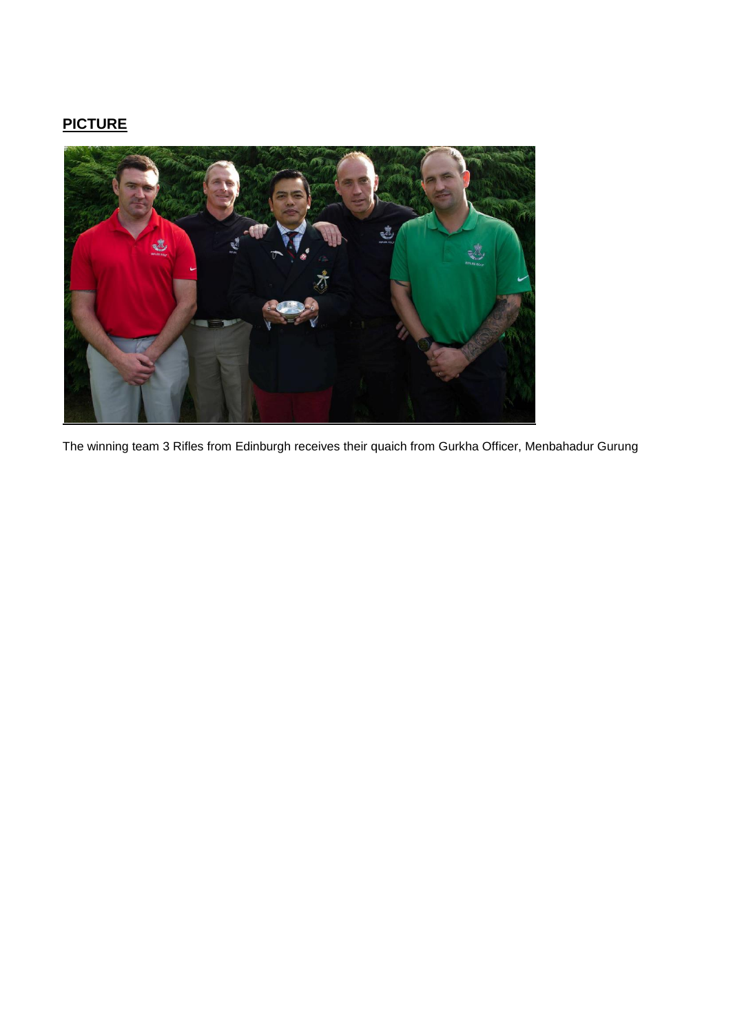**PICTURE**

The winning team 3 Rifles from Edinburgh receives their quaich from Gurkha Officer, Menbahadur Gurung